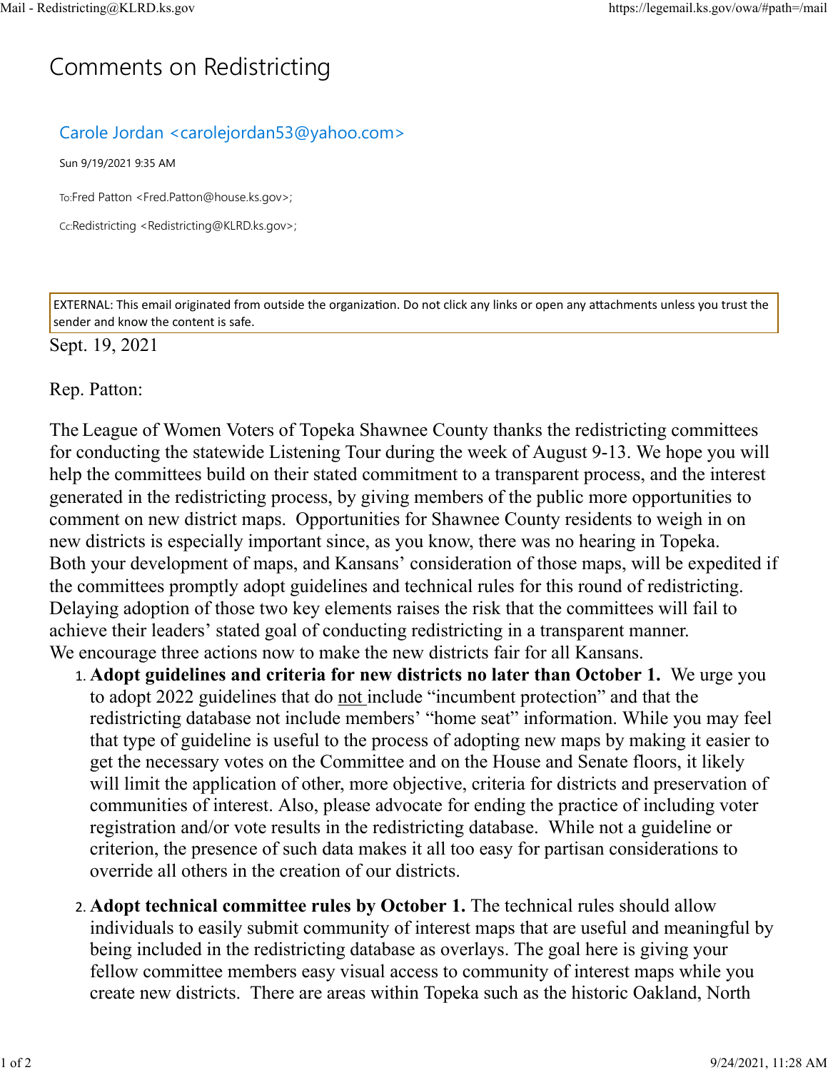# Comments on Redistricting

Carole Jordan <carolejordan53@yahoo.com>

Sun 9/19/2021 9:35 AM

To:Fred Patton <Fred.Patton@house.ks.gov>;

Cc:Redistricting <Redistricting@KLRD.ks.gov>;

EXTERNAL: This email originated from outside the organization. Do not click any links or open any attachments unless you trust the sender and know the content is safe.

Sept. 19, 2021

Rep. Patton:

The League of Women Voters of Topeka Shawnee County thanks the redistricting committees for conducting the statewide Listening Tour during the week of August 9-13. We hope you will help the committees build on their stated commitment to a transparent process, and the interest generated in the redistricting process, by giving members of the public more opportunities to comment on new district maps. Opportunities for Shawnee County residents to weigh in on new districts is especially important since, as you know, there was no hearing in Topeka. Both your development of maps, and Kansans' consideration of those maps, will be expedited if the committees promptly adopt guidelines and technical rules for this round of redistricting. Delaying adoption of those two key elements raises the risk that the committees will fail to achieve their leaders' stated goal of conducting redistricting in a transparent manner. We encourage three actions now to make the new districts fair for all Kansans.

1. **Adopt guidelines and criteria for new districts no later than October 1.** We urge you to adopt 2022 guidelines that do not include "incumbent protection" and that the redistricting database not include members' "home seat" information. While you may feel that type of guideline is useful to the process of adopting new maps by making it easier to get the necessary votes on the Committee and on the House and Senate floors, it likely will limit the application of other, more objective, criteria for districts and preservation of communities of interest. Also, please advocate for ending the practice of including voter registration and/or vote results in the redistricting database. While not a guideline or criterion, the presence of such data makes it all too easy for partisan considerations to override all others in the creation of our districts.

2. **Adopt technical committee rules by October 1.** The technical rules should allow individuals to easily submit community of interest maps that are useful and meaningful by being included in the redistricting database as overlays. The goal here is giving your fellow committee members easy visual access to community of interest maps while you create new districts. There are areas within Topeka such as the historic Oakland, North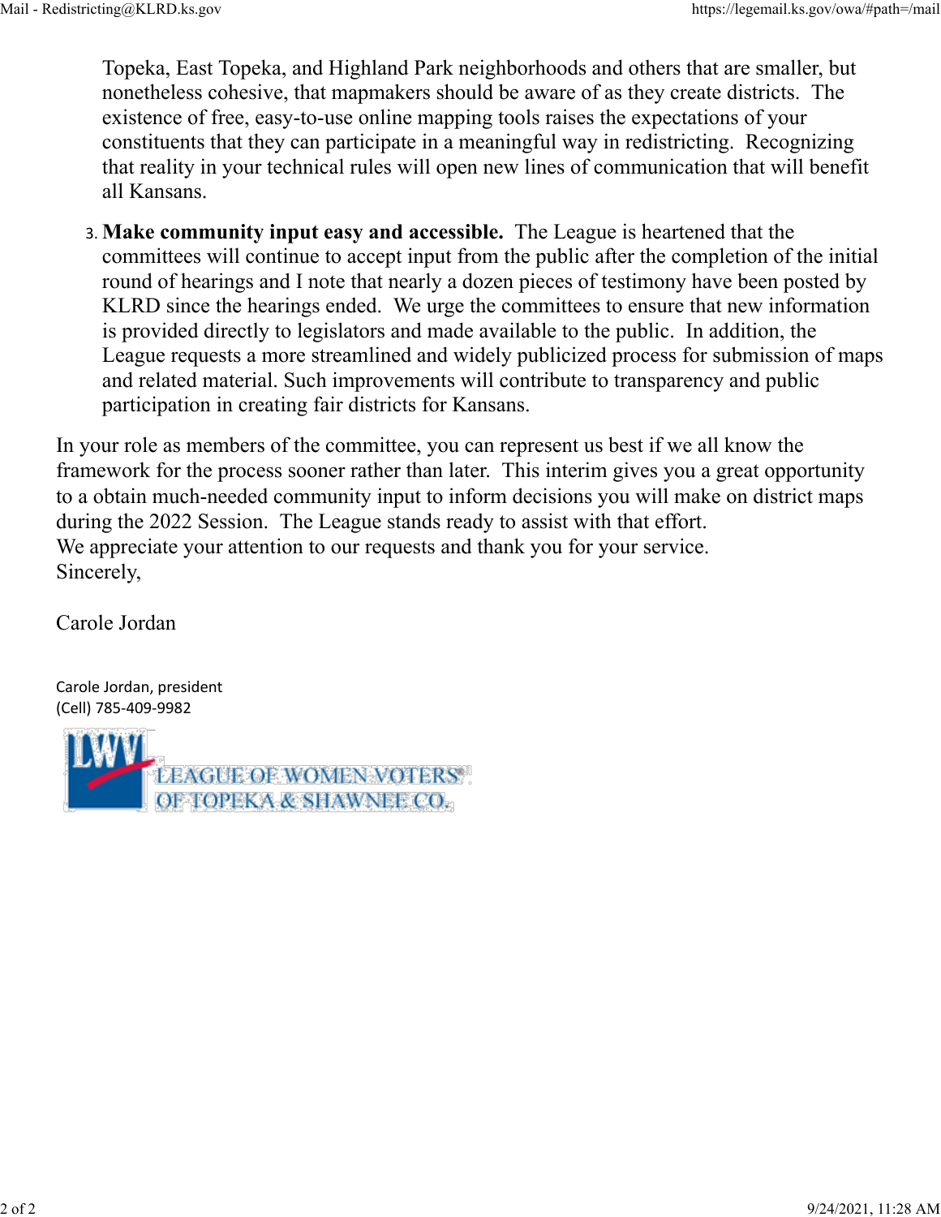Topeka, East Topeka, and Highland Park neighborhoods and others that are smaller, but nonetheless cohesive, that mapmakers should be aware of as they create districts. The existence of free, easy-to-use online mapping tools raises the expectations of your constituents that they can participate in a meaningful way in redistricting. Recognizing that reality in your technical rules will open new lines of communication that will benefit all Kansans.

3. **Make community input easy and accessible.** The League is heartened that the committees will continue to accept input from the public after the completion of the initial round of hearings and I note that nearly a dozen pieces of testimony have been posted by KLRD since the hearings ended. We urge the committees to ensure that new information is provided directly to legislators and made available to the public. In addition, the League requests a more streamlined and widely publicized process for submission of maps and related material. Such improvements will contribute to transparency and public participation in creating fair districts for Kansans.

In your role as members of the committee, you can represent us best if we all know the framework for the process sooner rather than later. This interim gives you a great opportunity to a obtain much-needed community input to inform decisions you will make on district maps during the 2022 Session. The League stands ready to assist with that effort.
We appreciate your attention to our requests and thank you for your service.
Sincerely,

Carole Jordan

Carole Jordan, president
(Cell) 785-409-9982

LWV LEAGUE OF WOMEN VOTERS® OF TOPEKA & SHAWNEE CO.